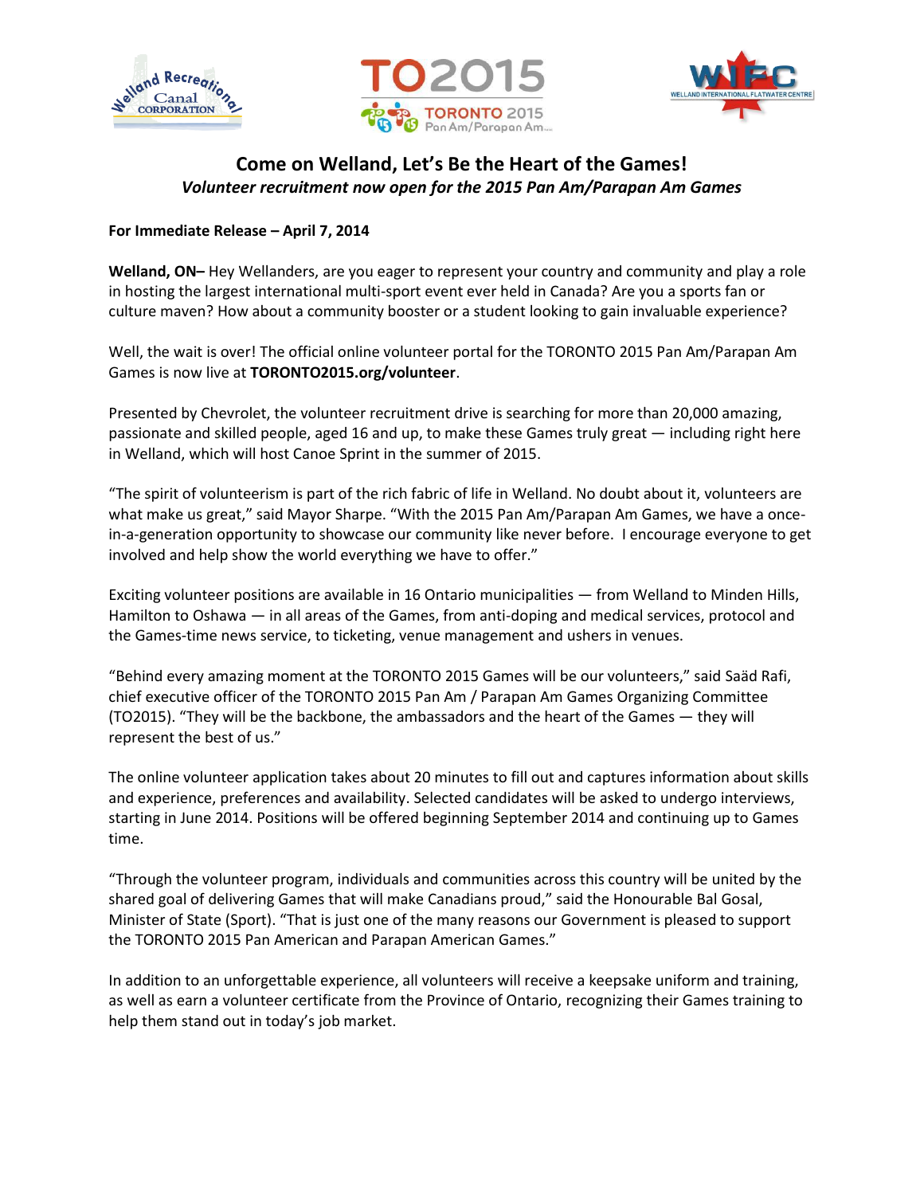# Come on Welland, Let's Be the Heart of the Games!

***Volunteer recruitment now open for the 2015 Pan Am/Parapan Am Games***

**For Immediate Release – April 7, 2014**

**Welland, ON–** Hey Wellanders, are you eager to represent your country and community and play a role in hosting the largest international multi-sport event ever held in Canada? Are you a sports fan or culture maven? How about a community booster or a student looking to gain invaluable experience?

Well, the wait is over! The official online volunteer portal for the TORONTO 2015 Pan Am/Parapan Am Games is now live at **TORONTO2015.org/volunteer**.

Presented by Chevrolet, the volunteer recruitment drive is searching for more than 20,000 amazing, passionate and skilled people, aged 16 and up, to make these Games truly great — including right here in Welland, which will host Canoe Sprint in the summer of 2015.

"The spirit of volunteerism is part of the rich fabric of life in Welland. No doubt about it, volunteers are what make us great," said Mayor Sharpe. "With the 2015 Pan Am/Parapan Am Games, we have a once-in-a-generation opportunity to showcase our community like never before. I encourage everyone to get involved and help show the world everything we have to offer."

Exciting volunteer positions are available in 16 Ontario municipalities — from Welland to Minden Hills, Hamilton to Oshawa — in all areas of the Games, from anti-doping and medical services, protocol and the Games-time news service, to ticketing, venue management and ushers in venues.

"Behind every amazing moment at the TORONTO 2015 Games will be our volunteers," said Saäd Rafi, chief executive officer of the TORONTO 2015 Pan Am / Parapan Am Games Organizing Committee (TO2015). "They will be the backbone, the ambassadors and the heart of the Games — they will represent the best of us."

The online volunteer application takes about 20 minutes to fill out and captures information about skills and experience, preferences and availability. Selected candidates will be asked to undergo interviews, starting in June 2014. Positions will be offered beginning September 2014 and continuing up to Games time.

"Through the volunteer program, individuals and communities across this country will be united by the shared goal of delivering Games that will make Canadians proud," said the Honourable Bal Gosal, Minister of State (Sport). "That is just one of the many reasons our Government is pleased to support the TORONTO 2015 Pan American and Parapan American Games."

In addition to an unforgettable experience, all volunteers will receive a keepsake uniform and training, as well as earn a volunteer certificate from the Province of Ontario, recognizing their Games training to help them stand out in today's job market.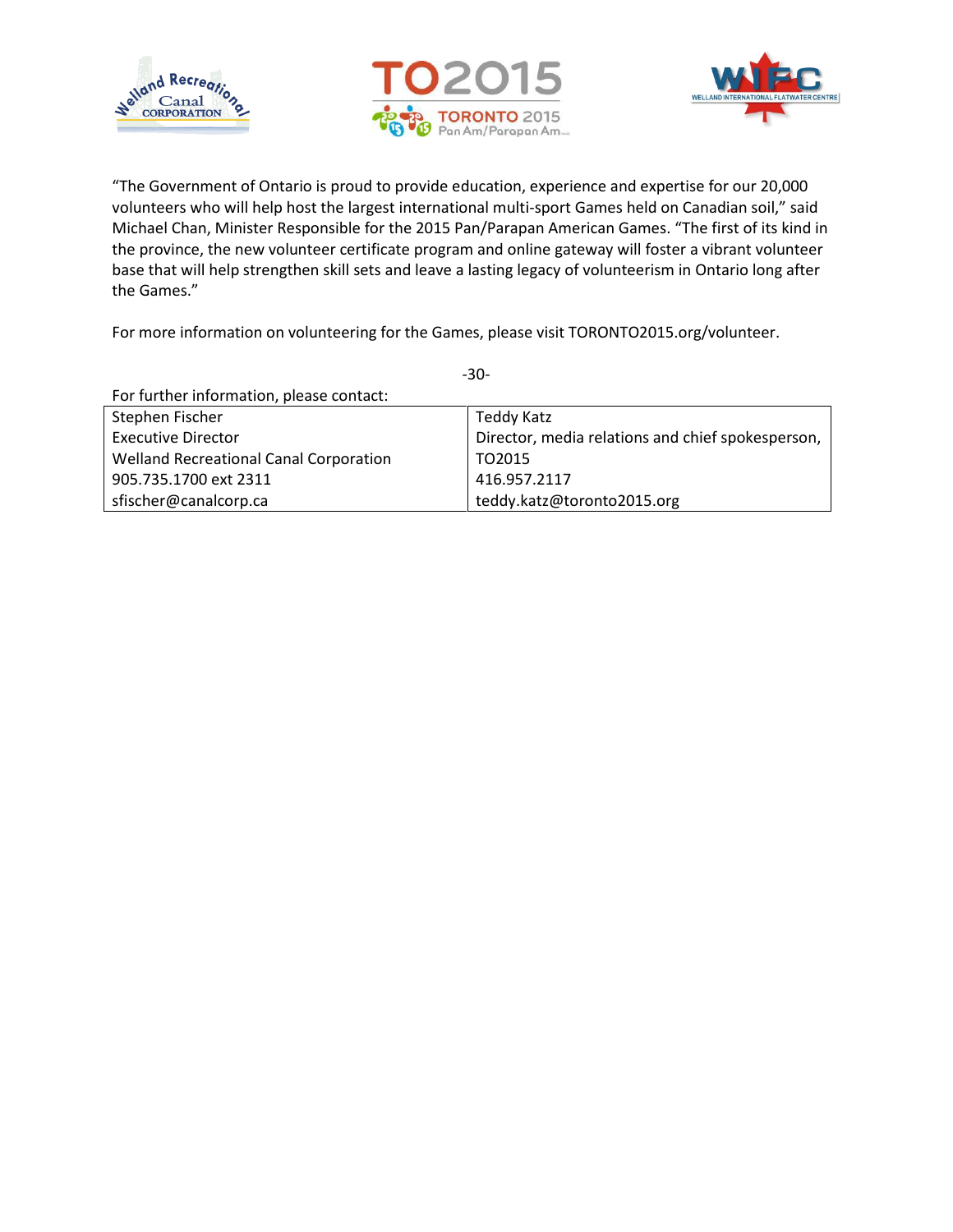"The Government of Ontario is proud to provide education, experience and expertise for our 20,000 volunteers who will help host the largest international multi-sport Games held on Canadian soil," said Michael Chan, Minister Responsible for the 2015 Pan/Parapan American Games. "The first of its kind in the province, the new volunteer certificate program and online gateway will foster a vibrant volunteer base that will help strengthen skill sets and leave a lasting legacy of volunteerism in Ontario long after the Games."

For more information on volunteering for the Games, please visit TORONTO2015.org/volunteer.

-30-

For further information, please contact:

| | |
|---|---|
| Stephen Fischer<br>Executive Director<br>Welland Recreational Canal Corporation<br>905.735.1700 ext 2311<br>sfischer@canalcorp.ca | Teddy Katz<br>Director, media relations and chief spokesperson, TO2015<br>416.957.2117<br>teddy.katz@toronto2015.org |